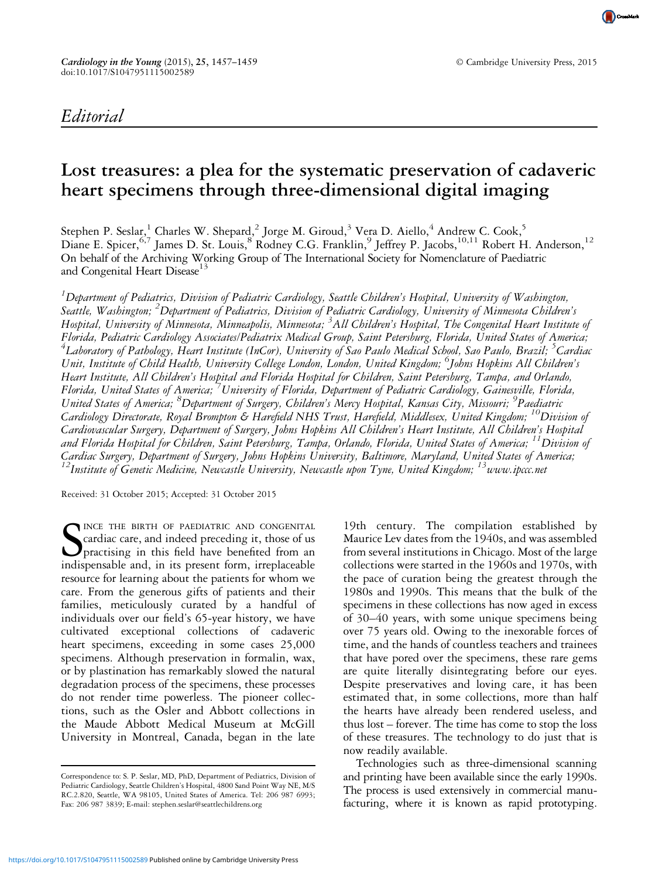## Editorial

# Lost treasures: a plea for the systematic preservation of cadaveric heart specimens through three-dimensional digital imaging

Stephen P. Seslar,[1] Charles W. Shepard,[2] Jorge M. Giroud,[3] Vera D. Aiello,[4] Andrew C. Cook,[5] Diane E. Spicer,[6,7] James D. St. Louis,[8] Rodney C.G. Franklin,[9] Jeffrey P. Jacobs,[10,11] Robert H. Anderson,[12]
On behalf of the Archiving Working Group of The International Society for Nomenclature of Paediatric and Congenital Heart Disease[13]

*[1]Department of Pediatrics, Division of Pediatric Cardiology, Seattle Children's Hospital, University of Washington, Seattle, Washington; [2]Department of Pediatrics, Division of Pediatric Cardiology, University of Minnesota Children's Hospital, University of Minnesota, Minneapolis, Minnesota; [3]All Children's Hospital, The Congenital Heart Institute of Florida, Pediatric Cardiology Associates/Pediatrix Medical Group, Saint Petersburg, Florida, United States of America; [4]Laboratory of Pathology, Heart Institute (InCor), University of Sao Paulo Medical School, Sao Paulo, Brazil; [5]Cardiac Unit, Institute of Child Health, University College London, London, United Kingdom; [6]Johns Hopkins All Children's Heart Institute, All Children's Hospital and Florida Hospital for Children, Saint Petersburg, Tampa, and Orlando, Florida, United States of America; [7]University of Florida, Department of Pediatric Cardiology, Gainesville, Florida, United States of America; [8]Department of Surgery, Children's Mercy Hospital, Kansas City, Missouri; [9]Paediatric Cardiology Directorate, Royal Brompton & Harefield NHS Trust, Harefield, Middlesex, United Kingdom; [10]Division of Cardiovascular Surgery, Department of Surgery, Johns Hopkins All Children's Heart Institute, All Children's Hospital and Florida Hospital for Children, Saint Petersburg, Tampa, Orlando, Florida, United States of America; [11]Division of Cardiac Surgery, Department of Surgery, Johns Hopkins University, Baltimore, Maryland, United States of America; [12]Institute of Genetic Medicine, Newcastle University, Newcastle upon Tyne, United Kingdom; [13]www.ipccc.net*

Received: 31 October 2015; Accepted: 31 October 2015

SINCE THE BIRTH OF PAEDIATRIC AND CONGENITAL cardiac care, and indeed preceding it, those of us practising in this field have benefited from an indispensable and, in its present form, irreplaceable resource for learning about the patients for whom we care. From the generous gifts of patients and their families, meticulously curated by a handful of individuals over our field's 65-year history, we have cultivated exceptional collections of cadaveric heart specimens, exceeding in some cases 25,000 specimens. Although preservation in formalin, wax, or by plastination has remarkably slowed the natural degradation process of the specimens, these processes do not render time powerless. The pioneer collections, such as the Osler and Abbott collections in the Maude Abbott Medical Museum at McGill University in Montreal, Canada, began in the late 19th century. The compilation established by Maurice Lev dates from the 1940s, and was assembled from several institutions in Chicago. Most of the large collections were started in the 1960s and 1970s, with the pace of curation being the greatest through the 1980s and 1990s. This means that the bulk of the specimens in these collections has now aged in excess of 30–40 years, with some unique specimens being over 75 years old. Owing to the inexorable forces of time, and the hands of countless teachers and trainees that have pored over the specimens, these rare gems are quite literally disintegrating before our eyes. Despite preservatives and loving care, it has been estimated that, in some collections, more than half the hearts have already been rendered useless, and thus lost – forever. The time has come to stop the loss of these treasures. The technology to do just that is now readily available.

Technologies such as three-dimensional scanning and printing have been available since the early 1990s. The process is used extensively in commercial manufacturing, where it is known as rapid prototyping.

Correspondence to: S. P. Seslar, MD, PhD, Department of Pediatrics, Division of Pediatric Cardiology, Seattle Children's Hospital, 4800 Sand Point Way NE, M/S RC.2.820, Seattle, WA 98105, United States of America. Tel: 206 987 6993; Fax: 206 987 3839; E-mail: stephen.seslar@seattlechildrens.org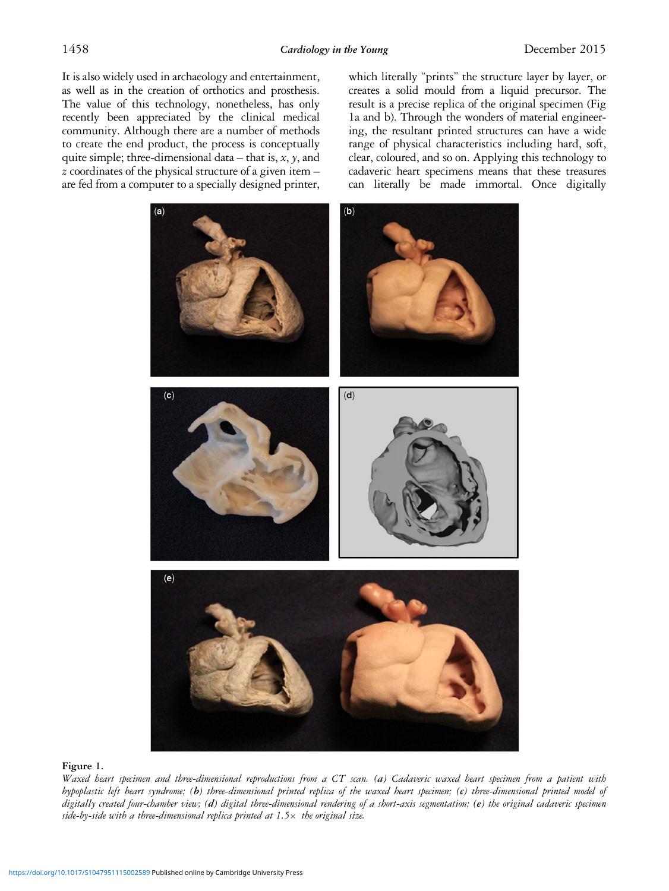It is also widely used in archaeology and entertainment, as well as in the creation of orthotics and prosthesis. The value of this technology, nonetheless, has only recently been appreciated by the clinical medical community. Although there are a number of methods to create the end product, the process is conceptually quite simple; three-dimensional data – that is, *x*, *y*, and *z* coordinates of the physical structure of a given item – are fed from a computer to a specially designed printer, which literally "prints" the structure layer by layer, or creates a solid mould from a liquid precursor. The result is a precise replica of the original specimen (Fig 1a and b). Through the wonders of material engineering, the resultant printed structures can have a wide range of physical characteristics including hard, soft, clear, coloured, and so on. Applying this technology to cadaveric heart specimens means that these treasures can literally be made immortal. Once digitally

**Figure 1.**
*Waxed heart specimen and three-dimensional reproductions from a CT scan. (**a**) Cadaveric waxed heart specimen from a patient with hypoplastic left heart syndrome; (**b**) three-dimensional printed replica of the waxed heart specimen; (**c**) three-dimensional printed model of digitally created four-chamber view; (**d**) digital three-dimensional rendering of a short-axis segmentation; (**e**) the original cadaveric specimen side-by-side with a three-dimensional replica printed at 1.5× the original size.*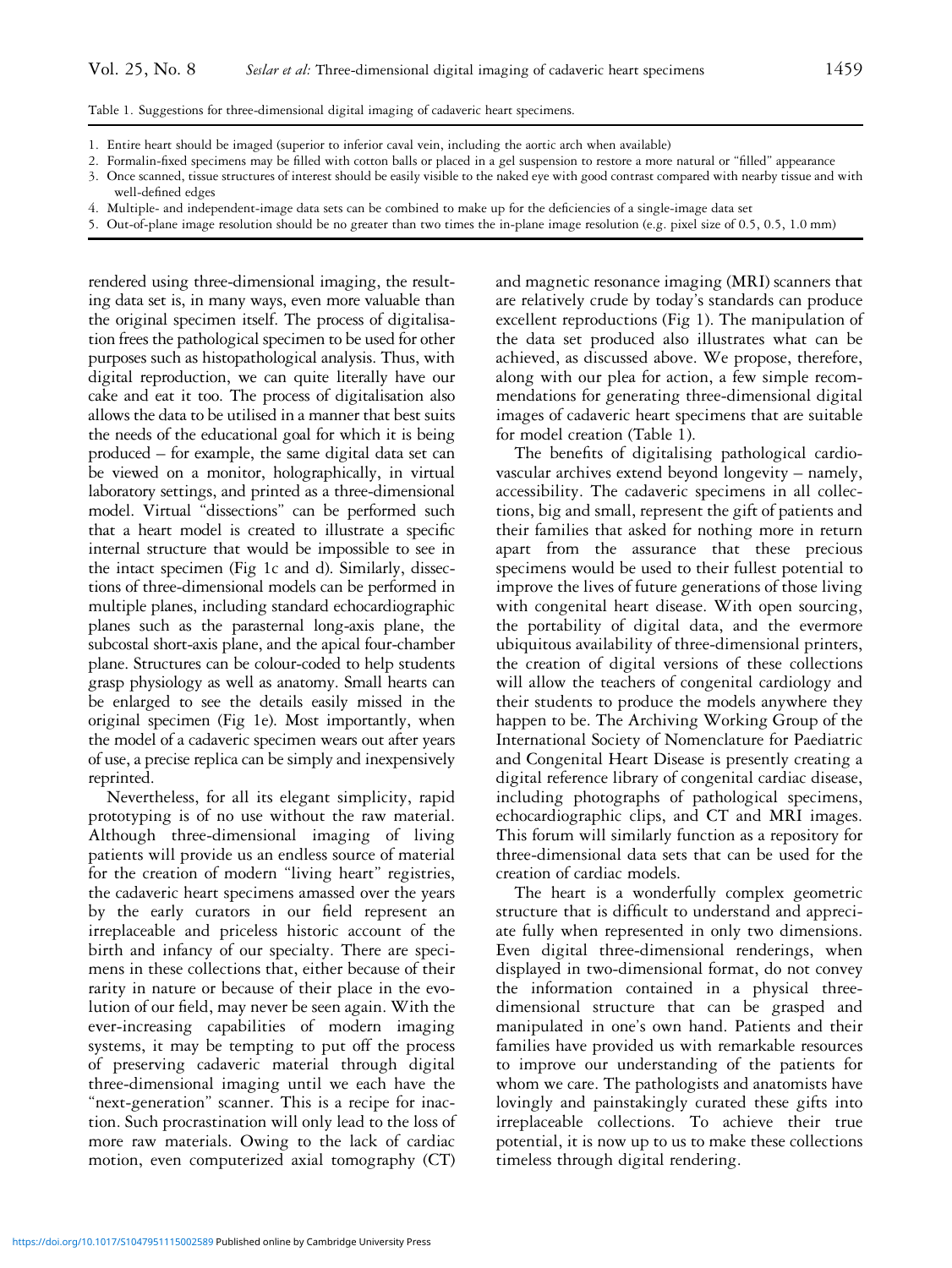Table 1. Suggestions for three-dimensional digital imaging of cadaveric heart specimens.

1. Entire heart should be imaged (superior to inferior caval vein, including the aortic arch when available)
2. Formalin-fixed specimens may be filled with cotton balls or placed in a gel suspension to restore a more natural or "filled" appearance
3. Once scanned, tissue structures of interest should be easily visible to the naked eye with good contrast compared with nearby tissue and with well-defined edges
4. Multiple- and independent-image data sets can be combined to make up for the deficiencies of a single-image data set
5. Out-of-plane image resolution should be no greater than two times the in-plane image resolution (e.g. pixel size of 0.5, 0.5, 1.0 mm)

rendered using three-dimensional imaging, the resulting data set is, in many ways, even more valuable than the original specimen itself. The process of digitalisation frees the pathological specimen to be used for other purposes such as histopathological analysis. Thus, with digital reproduction, we can quite literally have our cake and eat it too. The process of digitalisation also allows the data to be utilised in a manner that best suits the needs of the educational goal for which it is being produced – for example, the same digital data set can be viewed on a monitor, holographically, in virtual laboratory settings, and printed as a three-dimensional model. Virtual "dissections" can be performed such that a heart model is created to illustrate a specific internal structure that would be impossible to see in the intact specimen (Fig 1c and d). Similarly, dissections of three-dimensional models can be performed in multiple planes, including standard echocardiographic planes such as the parasternal long-axis plane, the subcostal short-axis plane, and the apical four-chamber plane. Structures can be colour-coded to help students grasp physiology as well as anatomy. Small hearts can be enlarged to see the details easily missed in the original specimen (Fig 1e). Most importantly, when the model of a cadaveric specimen wears out after years of use, a precise replica can be simply and inexpensively reprinted.

Nevertheless, for all its elegant simplicity, rapid prototyping is of no use without the raw material. Although three-dimensional imaging of living patients will provide us an endless source of material for the creation of modern "living heart" registries, the cadaveric heart specimens amassed over the years by the early curators in our field represent an irreplaceable and priceless historic account of the birth and infancy of our specialty. There are specimens in these collections that, either because of their rarity in nature or because of their place in the evolution of our field, may never be seen again. With the ever-increasing capabilities of modern imaging systems, it may be tempting to put off the process of preserving cadaveric material through digital three-dimensional imaging until we each have the "next-generation" scanner. This is a recipe for inaction. Such procrastination will only lead to the loss of more raw materials. Owing to the lack of cardiac motion, even computerized axial tomography (CT) and magnetic resonance imaging (MRI) scanners that are relatively crude by today's standards can produce excellent reproductions (Fig 1). The manipulation of the data set produced also illustrates what can be achieved, as discussed above. We propose, therefore, along with our plea for action, a few simple recommendations for generating three-dimensional digital images of cadaveric heart specimens that are suitable for model creation (Table 1).

The benefits of digitalising pathological cardiovascular archives extend beyond longevity – namely, accessibility. The cadaveric specimens in all collections, big and small, represent the gift of patients and their families that asked for nothing more in return apart from the assurance that these precious specimens would be used to their fullest potential to improve the lives of future generations of those living with congenital heart disease. With open sourcing, the portability of digital data, and the evermore ubiquitous availability of three-dimensional printers, the creation of digital versions of these collections will allow the teachers of congenital cardiology and their students to produce the models anywhere they happen to be. The Archiving Working Group of the International Society of Nomenclature for Paediatric and Congenital Heart Disease is presently creating a digital reference library of congenital cardiac disease, including photographs of pathological specimens, echocardiographic clips, and CT and MRI images. This forum will similarly function as a repository for three-dimensional data sets that can be used for the creation of cardiac models.

The heart is a wonderfully complex geometric structure that is difficult to understand and appreciate fully when represented in only two dimensions. Even digital three-dimensional renderings, when displayed in two-dimensional format, do not convey the information contained in a physical three-dimensional structure that can be grasped and manipulated in one's own hand. Patients and their families have provided us with remarkable resources to improve our understanding of the patients for whom we care. The pathologists and anatomists have lovingly and painstakingly curated these gifts into irreplaceable collections. To achieve their true potential, it is now up to us to make these collections timeless through digital rendering.